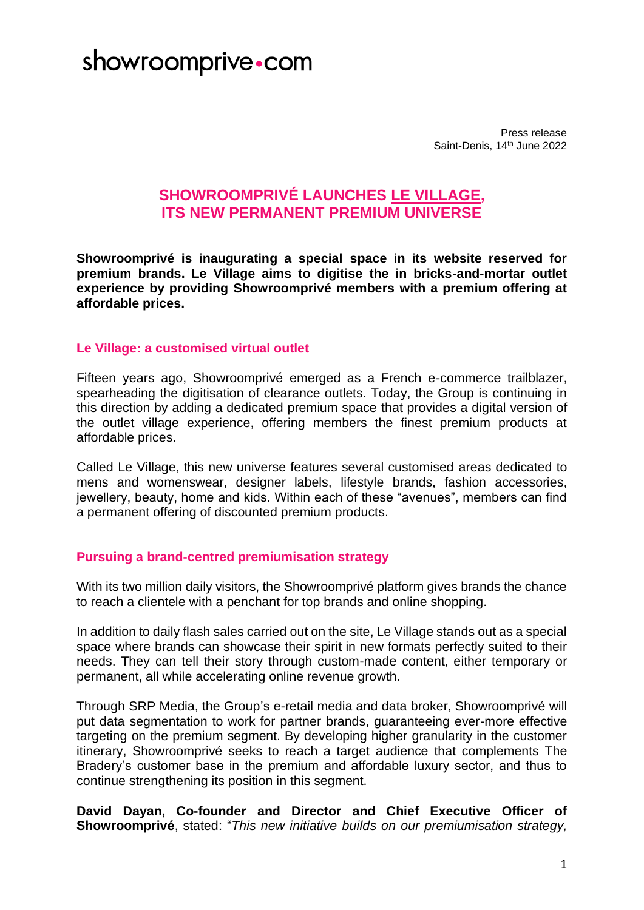showroomprive•com

Press release
Saint-Denis, 14th June 2022

# SHOWROOMPRIVÉ LAUNCHES LE VILLAGE, ITS NEW PERMANENT PREMIUM UNIVERSE

**Showroomprivé is inaugurating a special space in its website reserved for premium brands. Le Village aims to digitise the in bricks-and-mortar outlet experience by providing Showroomprivé members with a premium offering at affordable prices.**

## Le Village: a customised virtual outlet

Fifteen years ago, Showroomprivé emerged as a French e-commerce trailblazer, spearheading the digitisation of clearance outlets. Today, the Group is continuing in this direction by adding a dedicated premium space that provides a digital version of the outlet village experience, offering members the finest premium products at affordable prices.

Called Le Village, this new universe features several customised areas dedicated to mens and womenswear, designer labels, lifestyle brands, fashion accessories, jewellery, beauty, home and kids. Within each of these "avenues", members can find a permanent offering of discounted premium products.

## Pursuing a brand-centred premiumisation strategy

With its two million daily visitors, the Showroomprivé platform gives brands the chance to reach a clientele with a penchant for top brands and online shopping.

In addition to daily flash sales carried out on the site, Le Village stands out as a special space where brands can showcase their spirit in new formats perfectly suited to their needs. They can tell their story through custom-made content, either temporary or permanent, all while accelerating online revenue growth.

Through SRP Media, the Group's e-retail media and data broker, Showroomprivé will put data segmentation to work for partner brands, guaranteeing ever-more effective targeting on the premium segment. By developing higher granularity in the customer itinerary, Showroomprivé seeks to reach a target audience that complements The Bradery's customer base in the premium and affordable luxury sector, and thus to continue strengthening its position in this segment.

**David Dayan, Co-founder and Director and Chief Executive Officer of Showroomprivé**, stated: "*This new initiative builds on our premiumisation strategy,*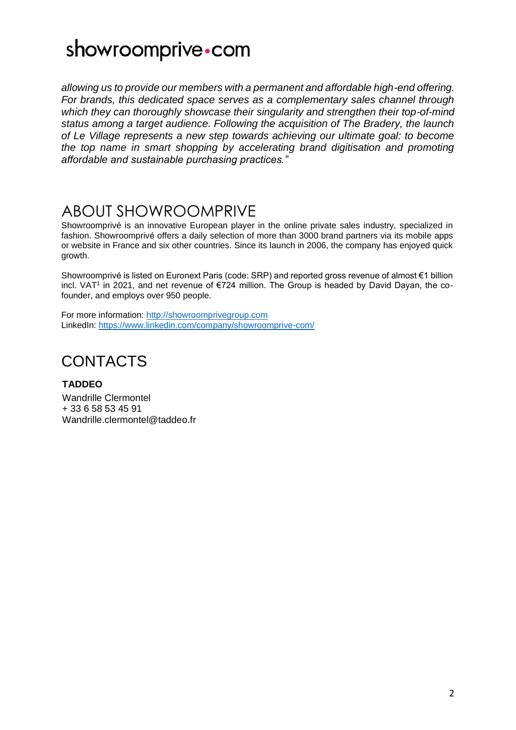*allowing us to provide our members with a permanent and affordable high-end offering. For brands, this dedicated space serves as a complementary sales channel through which they can thoroughly showcase their singularity and strengthen their top-of-mind status among a target audience. Following the acquisition of The Bradery, the launch of Le Village represents a new step towards achieving our ultimate goal: to become the top name in smart shopping by accelerating brand digitisation and promoting affordable and sustainable purchasing practices."*

## ABOUT SHOWROOMPRIVE

Showroomprivé is an innovative European player in the online private sales industry, specialized in fashion. Showroomprivé offers a daily selection of more than 3000 brand partners via its mobile apps or website in France and six other countries. Since its launch in 2006, the company has enjoyed quick growth.

Showroomprivé is listed on Euronext Paris (code: SRP) and reported gross revenue of almost €1 billion incl. VAT[1] in 2021, and net revenue of €724 million. The Group is headed by David Dayan, the co-founder, and employs over 950 people.

For more information: http://showroomprivegroup.com
LinkedIn: https://www.linkedin.com/company/showroomprive-com/

## CONTACTS

**TADDEO**
Wandrille Clermontel
+ 33 6 58 53 45 91
Wandrille.clermontel@taddeo.fr